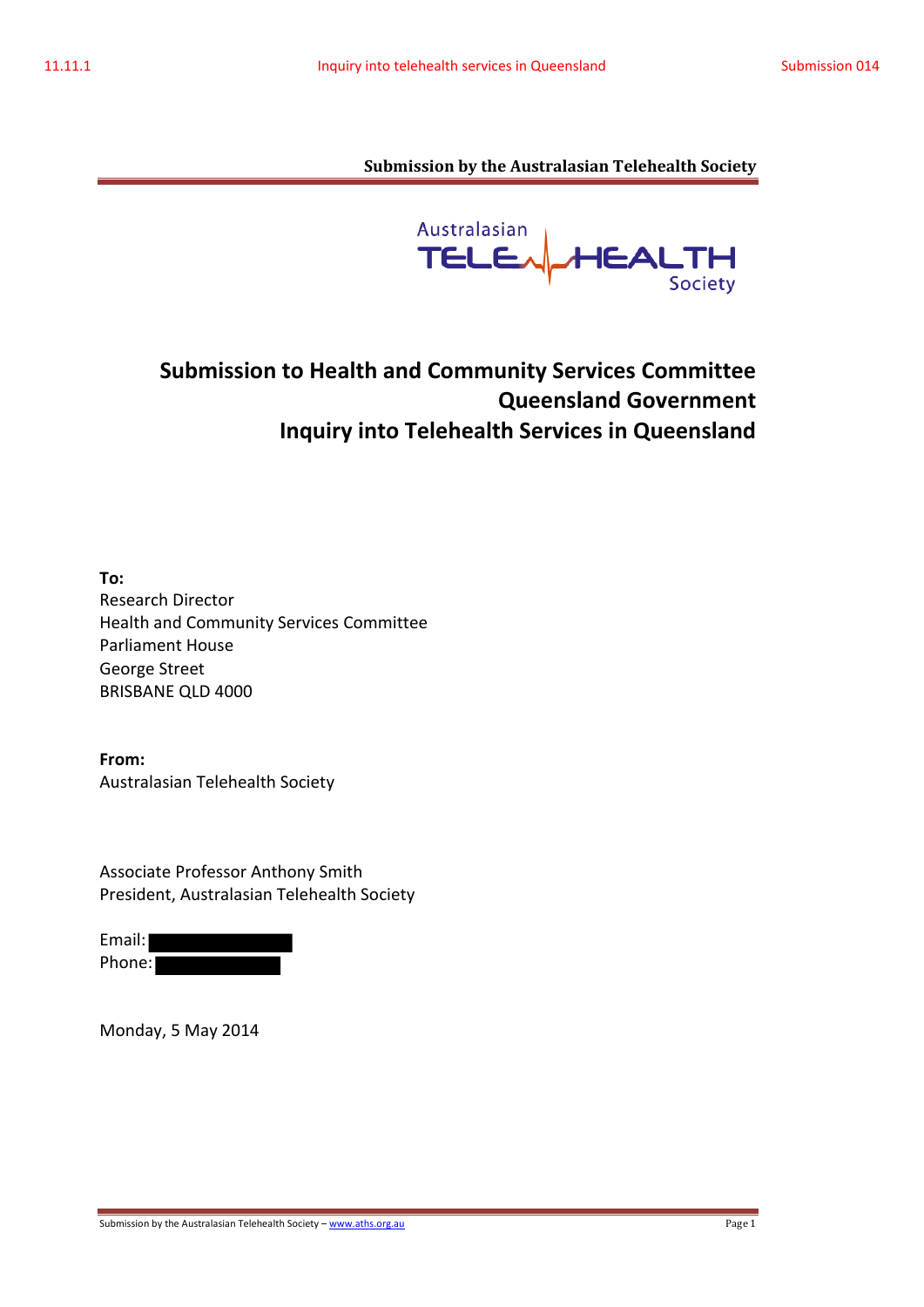# Submission to Health and Community Services Committee Queensland Government Inquiry into Telehealth Services in Queensland

**To:**
Research Director
Health and Community Services Committee
Parliament House
George Street
BRISBANE QLD 4000

**From:**
Australasian Telehealth Society

Associate Professor Anthony Smith
President, Australasian Telehealth Society

Email:
Phone:

Monday, 5 May 2014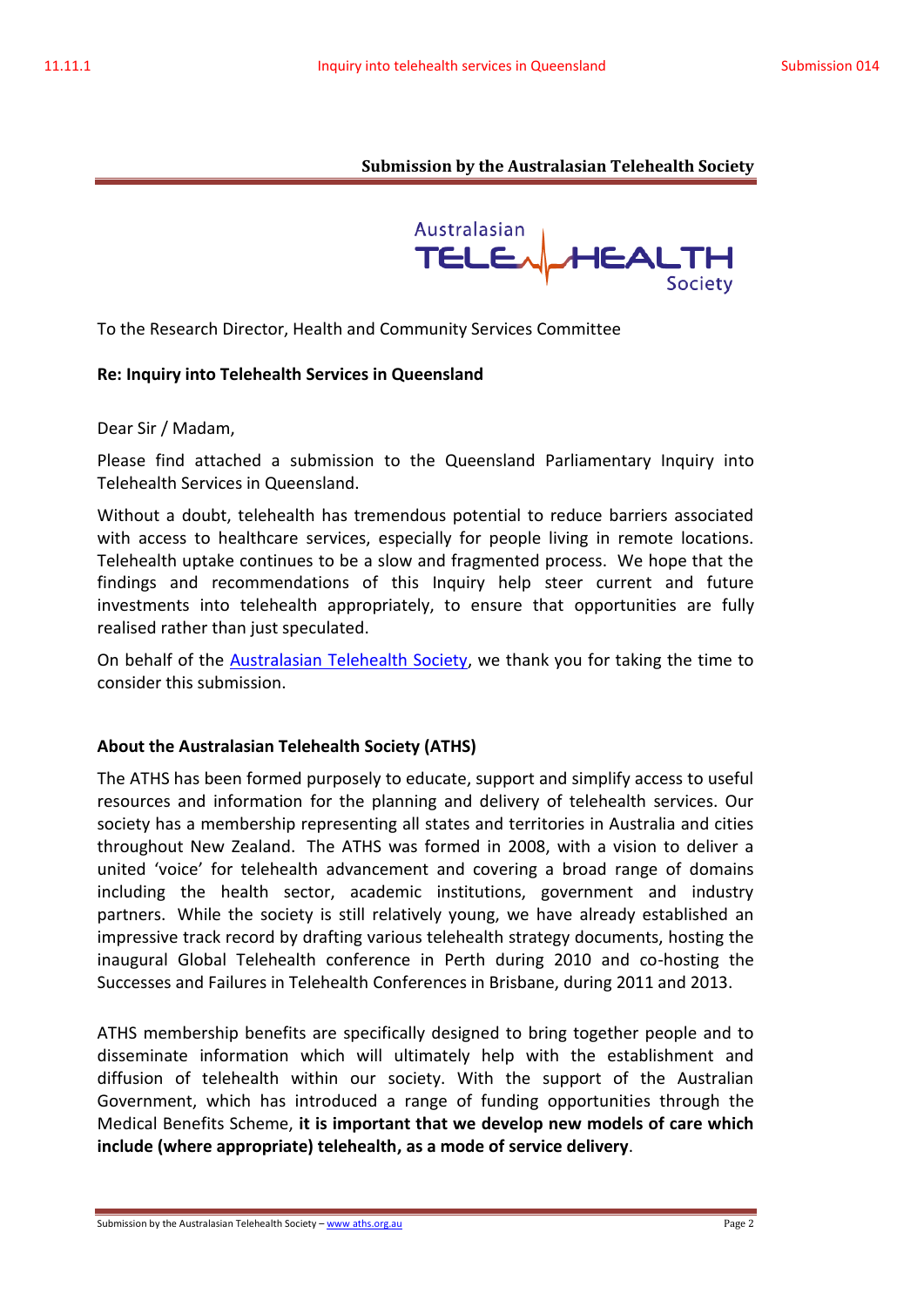**Submission by the Australasian Telehealth Society**

To the Research Director, Health and Community Services Committee

**Re: Inquiry into Telehealth Services in Queensland**

Dear Sir / Madam,

Please find attached a submission to the Queensland Parliamentary Inquiry into Telehealth Services in Queensland.

Without a doubt, telehealth has tremendous potential to reduce barriers associated with access to healthcare services, especially for people living in remote locations. Telehealth uptake continues to be a slow and fragmented process. We hope that the findings and recommendations of this Inquiry help steer current and future investments into telehealth appropriately, to ensure that opportunities are fully realised rather than just speculated.

On behalf of the Australasian Telehealth Society, we thank you for taking the time to consider this submission.

**About the Australasian Telehealth Society (ATHS)**

The ATHS has been formed purposely to educate, support and simplify access to useful resources and information for the planning and delivery of telehealth services. Our society has a membership representing all states and territories in Australia and cities throughout New Zealand. The ATHS was formed in 2008, with a vision to deliver a united 'voice' for telehealth advancement and covering a broad range of domains including the health sector, academic institutions, government and industry partners. While the society is still relatively young, we have already established an impressive track record by drafting various telehealth strategy documents, hosting the inaugural Global Telehealth conference in Perth during 2010 and co-hosting the Successes and Failures in Telehealth Conferences in Brisbane, during 2011 and 2013.

ATHS membership benefits are specifically designed to bring together people and to disseminate information which will ultimately help with the establishment and diffusion of telehealth within our society. With the support of the Australian Government, which has introduced a range of funding opportunities through the Medical Benefits Scheme, **it is important that we develop new models of care which include (where appropriate) telehealth, as a mode of service delivery**.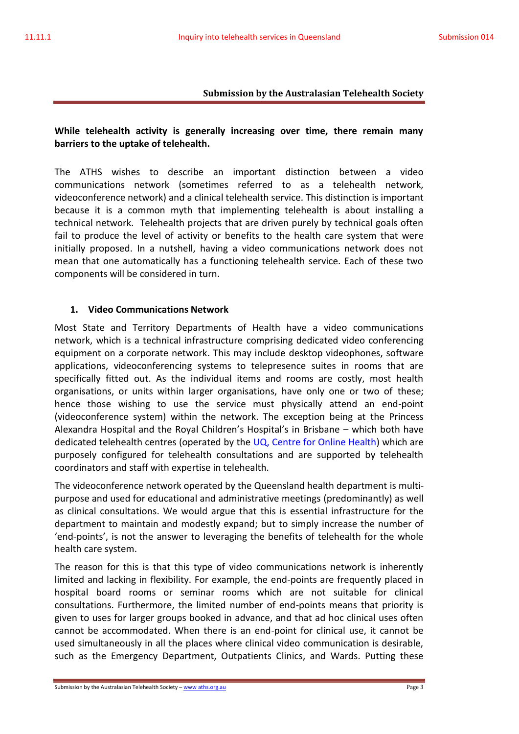**Submission by the Australasian Telehealth Society**

**While telehealth activity is generally increasing over time, there remain many barriers to the uptake of telehealth.**

The ATHS wishes to describe an important distinction between a video communications network (sometimes referred to as a telehealth network, videoconference network) and a clinical telehealth service. This distinction is important because it is a common myth that implementing telehealth is about installing a technical network. Telehealth projects that are driven purely by technical goals often fail to produce the level of activity or benefits to the health care system that were initially proposed. In a nutshell, having a video communications network does not mean that one automatically has a functioning telehealth service. Each of these two components will be considered in turn.

## 1. Video Communications Network

Most State and Territory Departments of Health have a video communications network, which is a technical infrastructure comprising dedicated video conferencing equipment on a corporate network. This may include desktop videophones, software applications, videoconferencing systems to telepresence suites in rooms that are specifically fitted out. As the individual items and rooms are costly, most health organisations, or units within larger organisations, have only one or two of these; hence those wishing to use the service must physically attend an end-point (videoconference system) within the network. The exception being at the Princess Alexandra Hospital and the Royal Children's Hospital's in Brisbane – which both have dedicated telehealth centres (operated by the UQ, Centre for Online Health) which are purposely configured for telehealth consultations and are supported by telehealth coordinators and staff with expertise in telehealth.

The videoconference network operated by the Queensland health department is multi-purpose and used for educational and administrative meetings (predominantly) as well as clinical consultations. We would argue that this is essential infrastructure for the department to maintain and modestly expand; but to simply increase the number of 'end-points', is not the answer to leveraging the benefits of telehealth for the whole health care system.

The reason for this is that this type of video communications network is inherently limited and lacking in flexibility. For example, the end-points are frequently placed in hospital board rooms or seminar rooms which are not suitable for clinical consultations. Furthermore, the limited number of end-points means that priority is given to uses for larger groups booked in advance, and that ad hoc clinical uses often cannot be accommodated. When there is an end-point for clinical use, it cannot be used simultaneously in all the places where clinical video communication is desirable, such as the Emergency Department, Outpatients Clinics, and Wards. Putting these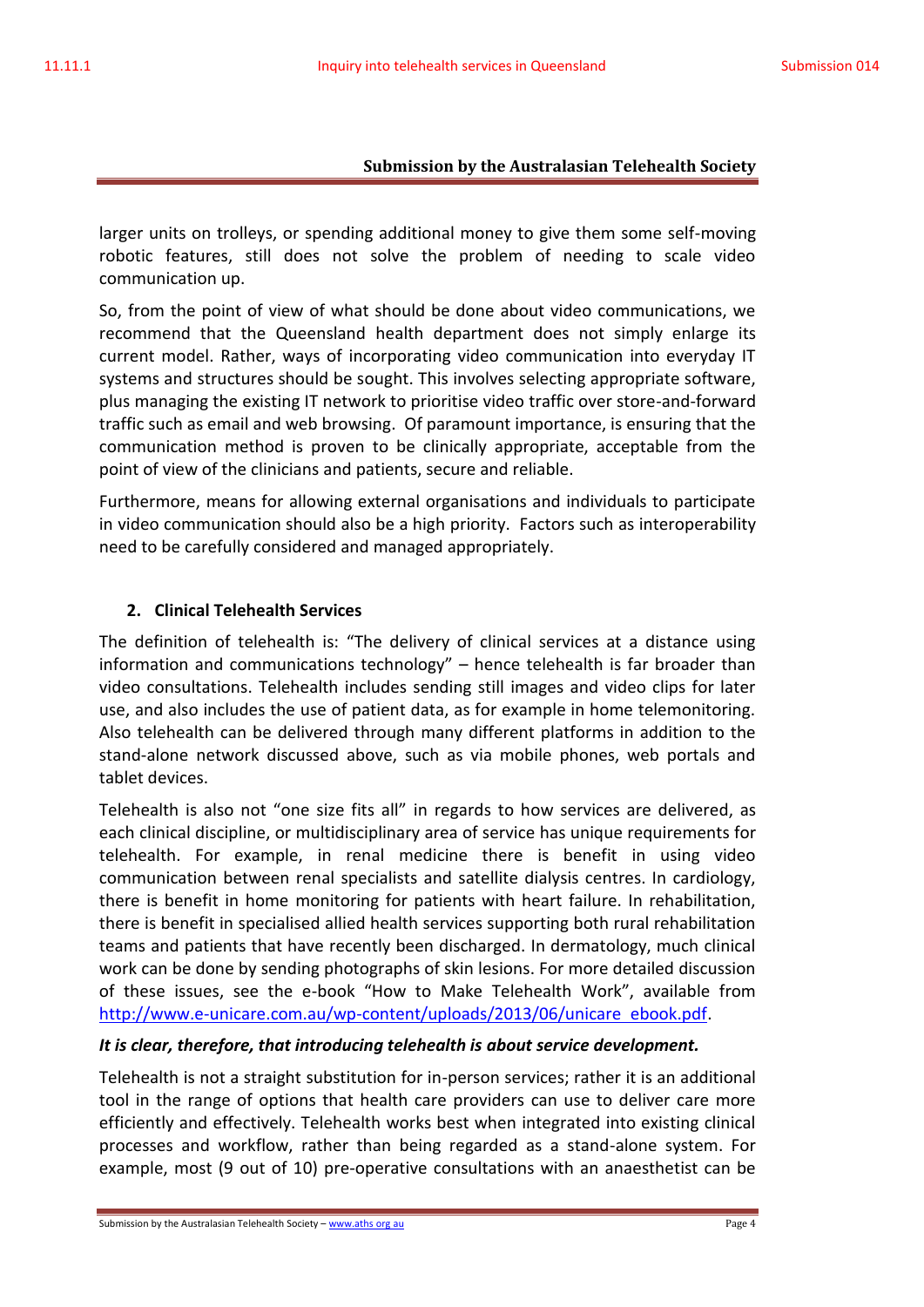larger units on trolleys, or spending additional money to give them some self-moving robotic features, still does not solve the problem of needing to scale video communication up.

So, from the point of view of what should be done about video communications, we recommend that the Queensland health department does not simply enlarge its current model. Rather, ways of incorporating video communication into everyday IT systems and structures should be sought. This involves selecting appropriate software, plus managing the existing IT network to prioritise video traffic over store-and-forward traffic such as email and web browsing. Of paramount importance, is ensuring that the communication method is proven to be clinically appropriate, acceptable from the point of view of the clinicians and patients, secure and reliable.

Furthermore, means for allowing external organisations and individuals to participate in video communication should also be a high priority. Factors such as interoperability need to be carefully considered and managed appropriately.

## 2. Clinical Telehealth Services

The definition of telehealth is: "The delivery of clinical services at a distance using information and communications technology" – hence telehealth is far broader than video consultations. Telehealth includes sending still images and video clips for later use, and also includes the use of patient data, as for example in home telemonitoring. Also telehealth can be delivered through many different platforms in addition to the stand-alone network discussed above, such as via mobile phones, web portals and tablet devices.

Telehealth is also not "one size fits all" in regards to how services are delivered, as each clinical discipline, or multidisciplinary area of service has unique requirements for telehealth. For example, in renal medicine there is benefit in using video communication between renal specialists and satellite dialysis centres. In cardiology, there is benefit in home monitoring for patients with heart failure. In rehabilitation, there is benefit in specialised allied health services supporting both rural rehabilitation teams and patients that have recently been discharged. In dermatology, much clinical work can be done by sending photographs of skin lesions. For more detailed discussion of these issues, see the e-book "How to Make Telehealth Work", available from http://www.e-unicare.com.au/wp-content/uploads/2013/06/unicare_ebook.pdf.

***It is clear, therefore, that introducing telehealth is about service development.***

Telehealth is not a straight substitution for in-person services; rather it is an additional tool in the range of options that health care providers can use to deliver care more efficiently and effectively. Telehealth works best when integrated into existing clinical processes and workflow, rather than being regarded as a stand-alone system. For example, most (9 out of 10) pre-operative consultations with an anaesthetist can be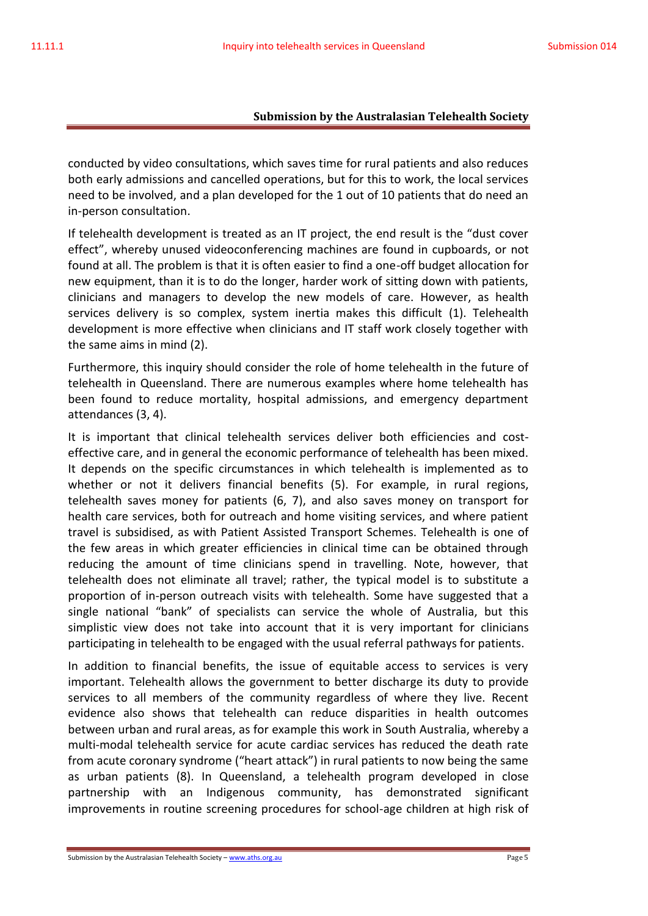conducted by video consultations, which saves time for rural patients and also reduces both early admissions and cancelled operations, but for this to work, the local services need to be involved, and a plan developed for the 1 out of 10 patients that do need an in-person consultation.

If telehealth development is treated as an IT project, the end result is the "dust cover effect", whereby unused videoconferencing machines are found in cupboards, or not found at all. The problem is that it is often easier to find a one-off budget allocation for new equipment, than it is to do the longer, harder work of sitting down with patients, clinicians and managers to develop the new models of care. However, as health services delivery is so complex, system inertia makes this difficult (1). Telehealth development is more effective when clinicians and IT staff work closely together with the same aims in mind (2).

Furthermore, this inquiry should consider the role of home telehealth in the future of telehealth in Queensland. There are numerous examples where home telehealth has been found to reduce mortality, hospital admissions, and emergency department attendances (3, 4).

It is important that clinical telehealth services deliver both efficiencies and cost-effective care, and in general the economic performance of telehealth has been mixed. It depends on the specific circumstances in which telehealth is implemented as to whether or not it delivers financial benefits (5). For example, in rural regions, telehealth saves money for patients (6, 7), and also saves money on transport for health care services, both for outreach and home visiting services, and where patient travel is subsidised, as with Patient Assisted Transport Schemes. Telehealth is one of the few areas in which greater efficiencies in clinical time can be obtained through reducing the amount of time clinicians spend in travelling. Note, however, that telehealth does not eliminate all travel; rather, the typical model is to substitute a proportion of in-person outreach visits with telehealth. Some have suggested that a single national "bank" of specialists can service the whole of Australia, but this simplistic view does not take into account that it is very important for clinicians participating in telehealth to be engaged with the usual referral pathways for patients.

In addition to financial benefits, the issue of equitable access to services is very important. Telehealth allows the government to better discharge its duty to provide services to all members of the community regardless of where they live. Recent evidence also shows that telehealth can reduce disparities in health outcomes between urban and rural areas, as for example this work in South Australia, whereby a multi-modal telehealth service for acute cardiac services has reduced the death rate from acute coronary syndrome ("heart attack") in rural patients to now being the same as urban patients (8). In Queensland, a telehealth program developed in close partnership with an Indigenous community, has demonstrated significant improvements in routine screening procedures for school-age children at high risk of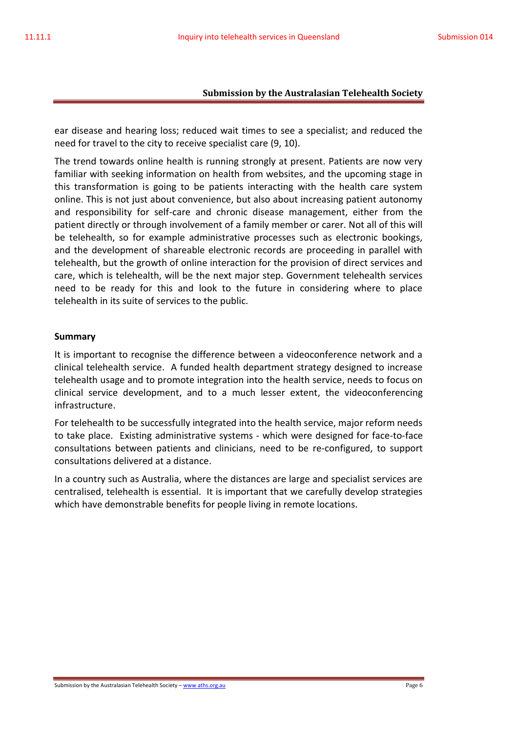ear disease and hearing loss; reduced wait times to see a specialist; and reduced the need for travel to the city to receive specialist care (9, 10).

The trend towards online health is running strongly at present. Patients are now very familiar with seeking information on health from websites, and the upcoming stage in this transformation is going to be patients interacting with the health care system online. This is not just about convenience, but also about increasing patient autonomy and responsibility for self-care and chronic disease management, either from the patient directly or through involvement of a family member or carer. Not all of this will be telehealth, so for example administrative processes such as electronic bookings, and the development of shareable electronic records are proceeding in parallel with telehealth, but the growth of online interaction for the provision of direct services and care, which is telehealth, will be the next major step. Government telehealth services need to be ready for this and look to the future in considering where to place telehealth in its suite of services to the public.

**Summary**

It is important to recognise the difference between a videoconference network and a clinical telehealth service. A funded health department strategy designed to increase telehealth usage and to promote integration into the health service, needs to focus on clinical service development, and to a much lesser extent, the videoconferencing infrastructure.

For telehealth to be successfully integrated into the health service, major reform needs to take place. Existing administrative systems - which were designed for face-to-face consultations between patients and clinicians, need to be re-configured, to support consultations delivered at a distance.

In a country such as Australia, where the distances are large and specialist services are centralised, telehealth is essential. It is important that we carefully develop strategies which have demonstrable benefits for people living in remote locations.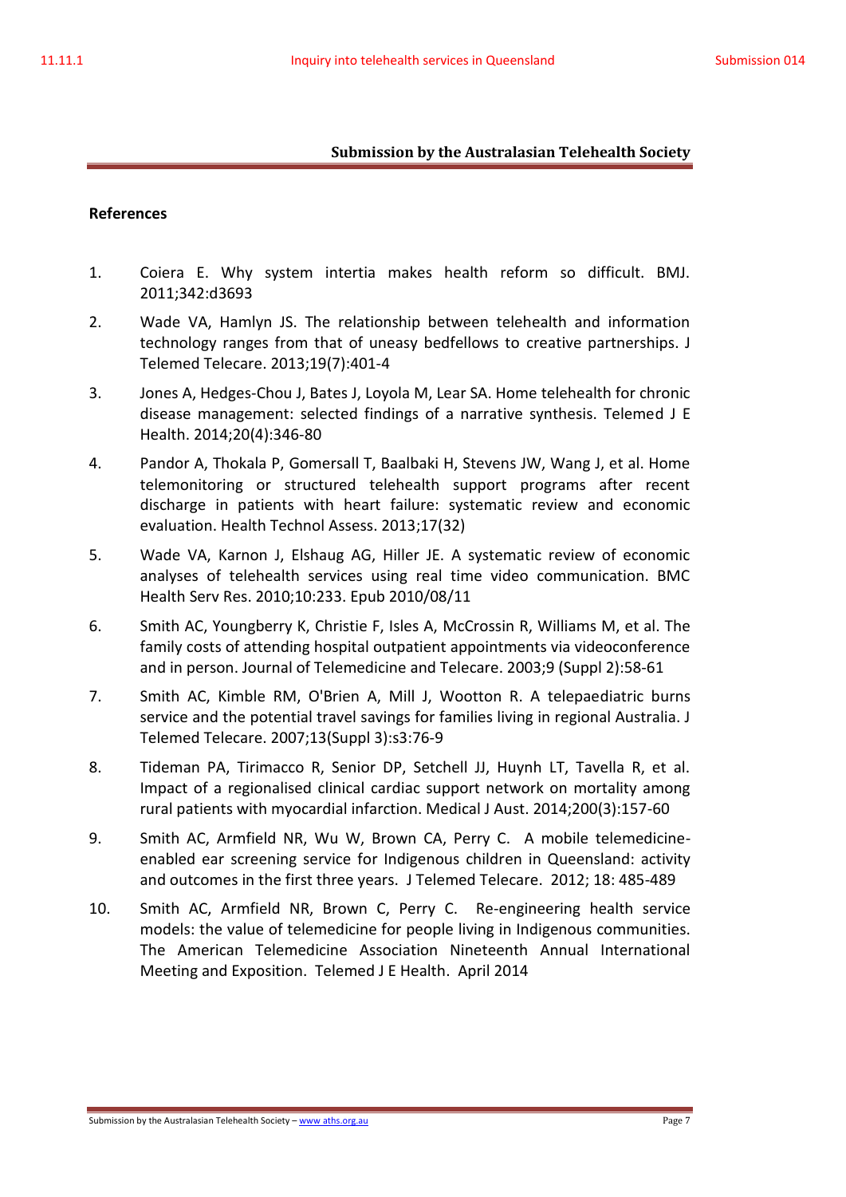**Submission by the Australasian Telehealth Society**

**References**

1. Coiera E. Why system intertia makes health reform so difficult. BMJ. 2011;342:d3693
2. Wade VA, Hamlyn JS. The relationship between telehealth and information technology ranges from that of uneasy bedfellows to creative partnerships. J Telemed Telecare. 2013;19(7):401-4
3. Jones A, Hedges-Chou J, Bates J, Loyola M, Lear SA. Home telehealth for chronic disease management: selected findings of a narrative synthesis. Telemed J E Health. 2014;20(4):346-80
4. Pandor A, Thokala P, Gomersall T, Baalbaki H, Stevens JW, Wang J, et al. Home telemonitoring or structured telehealth support programs after recent discharge in patients with heart failure: systematic review and economic evaluation. Health Technol Assess. 2013;17(32)
5. Wade VA, Karnon J, Elshaug AG, Hiller JE. A systematic review of economic analyses of telehealth services using real time video communication. BMC Health Serv Res. 2010;10:233. Epub 2010/08/11
6. Smith AC, Youngberry K, Christie F, Isles A, McCrossin R, Williams M, et al. The family costs of attending hospital outpatient appointments via videoconference and in person. Journal of Telemedicine and Telecare. 2003;9 (Suppl 2):58-61
7. Smith AC, Kimble RM, O'Brien A, Mill J, Wootton R. A telepaediatric burns service and the potential travel savings for families living in regional Australia. J Telemed Telecare. 2007;13(Suppl 3):s3:76-9
8. Tideman PA, Tirimacco R, Senior DP, Setchell JJ, Huynh LT, Tavella R, et al. Impact of a regionalised clinical cardiac support network on mortality among rural patients with myocardial infarction. Medical J Aust. 2014;200(3):157-60
9. Smith AC, Armfield NR, Wu W, Brown CA, Perry C. A mobile telemedicine-enabled ear screening service for Indigenous children in Queensland: activity and outcomes in the first three years. J Telemed Telecare. 2012; 18: 485-489
10. Smith AC, Armfield NR, Brown C, Perry C. Re-engineering health service models: the value of telemedicine for people living in Indigenous communities. The American Telemedicine Association Nineteenth Annual International Meeting and Exposition. Telemed J E Health. April 2014